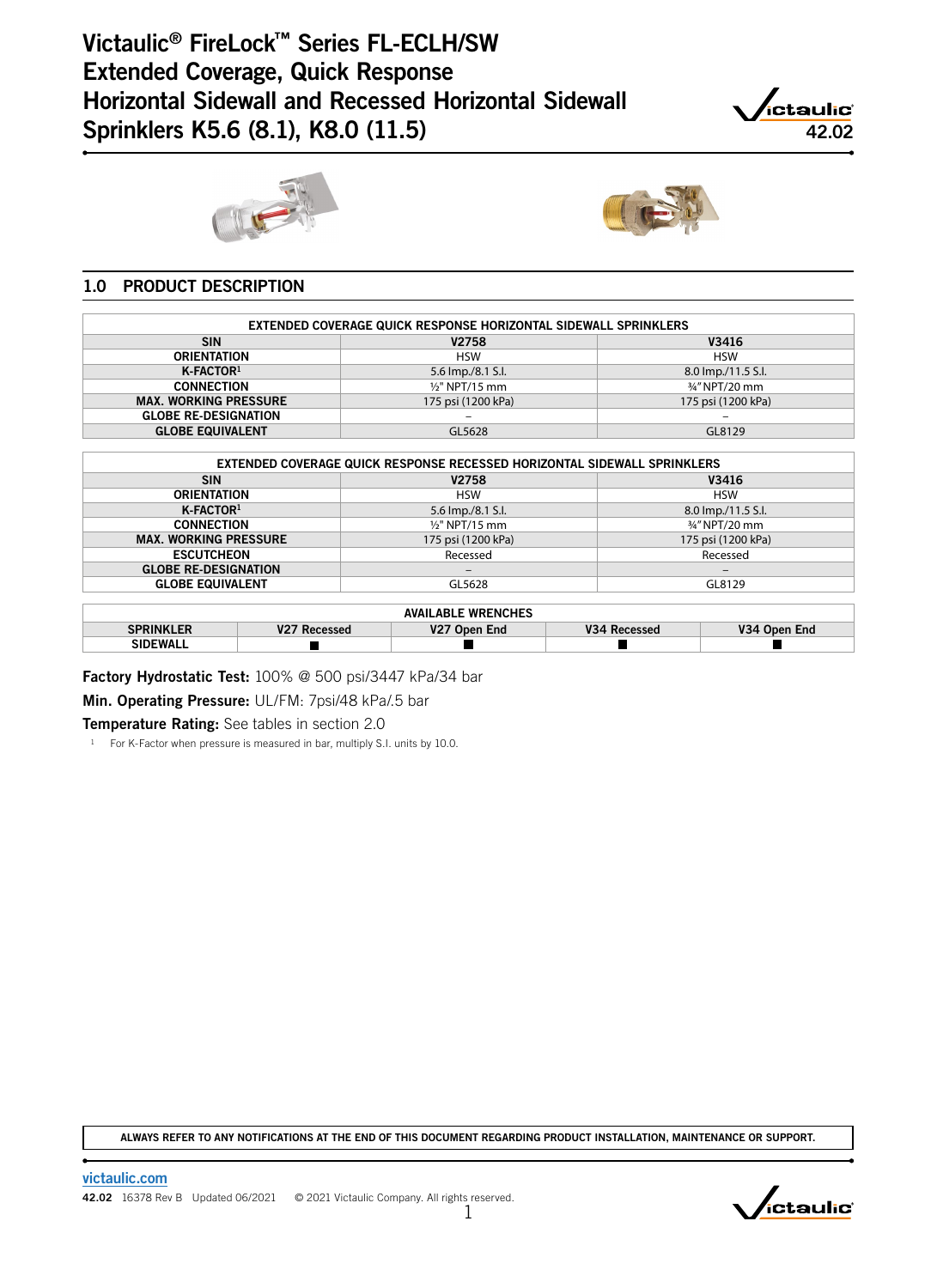# Victaulic® FireLock™ Series FL-ECLH/SW Extended Coverage, Quick Response Horizontal Sidewall and Recessed Horizontal Sidewall Sprinklers K5.6 (8.1), K8.0 (11.5)

42.02

## 1.0 PRODUCT DESCRIPTION

| EXTENDED COVERAGE QUICK RESPONSE HORIZONTAL SIDEWALL SPRINKLERS | | |
|---|---|---|
| **SIN** | **V2758** | **V3416** |
| **ORIENTATION** | HSW | HSW |
| **K-FACTOR[1]** | 5.6 Imp./8.1 S.I. | 8.0 Imp./11.5 S.I. |
| **CONNECTION** | ½" NPT/15 mm | ¾" NPT/20 mm |
| **MAX. WORKING PRESSURE** | 175 psi (1200 kPa) | 175 psi (1200 kPa) |
| **GLOBE RE-DESIGNATION** | – | – |
| **GLOBE EQUIVALENT** | GL5628 | GL8129 |

| EXTENDED COVERAGE QUICK RESPONSE RECESSED HORIZONTAL SIDEWALL SPRINKLERS | | |
|---|---|---|
| **SIN** | **V2758** | **V3416** |
| **ORIENTATION** | HSW | HSW |
| **K-FACTOR[1]** | 5.6 Imp./8.1 S.I. | 8.0 Imp./11.5 S.I. |
| **CONNECTION** | ½" NPT/15 mm | ¾" NPT/20 mm |
| **MAX. WORKING PRESSURE** | 175 psi (1200 kPa) | 175 psi (1200 kPa) |
| **ESCUTCHEON** | Recessed | Recessed |
| **GLOBE RE-DESIGNATION** | – | – |
| **GLOBE EQUIVALENT** | GL5628 | GL8129 |

| AVAILABLE WRENCHES | | | | |
|---|---|---|---|---|
| **SPRINKLER** | **V27 Recessed** | **V27 Open End** | **V34 Recessed** | **V34 Open End** |
| **SIDEWALL** | ■ | ■ | ■ | ■ |

**Factory Hydrostatic Test:** 100% @ 500 psi/3447 kPa/34 bar

**Min. Operating Pressure:** UL/FM: 7psi/48 kPa/.5 bar

**Temperature Rating:** See tables in section 2.0

[1] For K-Factor when pressure is measured in bar, multiply S.I. units by 10.0.

ALWAYS REFER TO ANY NOTIFICATIONS AT THE END OF THIS DOCUMENT REGARDING PRODUCT INSTALLATION, MAINTENANCE OR SUPPORT.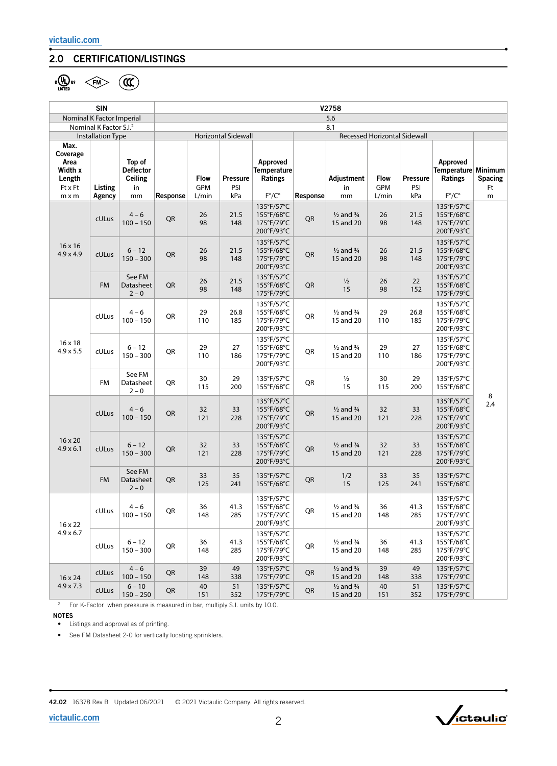## 2.0 CERTIFICATION/LISTINGS

| SIN | | | | | | | V2758 | | | | | | |
|---|---|---|---|---|---|---|---|---|---|---|---|---|---|
| Nominal K Factor Imperial | | | 5.6 | | | | | | | | | | |
| Nominal K Factor S.I.[2] | | | 8.1 | | | | | | | | | | |
| Installation Type | | | Horizontal Sidewall | | | | Recessed Horizontal Sidewall | | | | | | |
| Max. Coverage Area Width x Length Ft x Ft m x m | Listing Agency | Top of Deflector Ceiling in mm | Response | Flow GPM L/min | Pressure PSI kPa | Approved Temperature Ratings F°/C° | Response | Adjustment in mm | Flow GPM L/min | Pressure PSI kPa | Approved Temperature Ratings F°/C° | Minimum Spacing Ft m |
| 16 x 16 4.9 x 4.9 | cULus | 4 – 6 100 – 150 | QR | 26 98 | 21.5 148 | 135°F/57°C 155°F/68°C 175°F/79°C 200°F/93°C | QR | ½ and ¾ 15 and 20 | 26 98 | 21.5 148 | 135°F/57°C 155°F/68°C 175°F/79°C 200°F/93°C | 8 2.4 |
| | cULus | 6 – 12 150 – 300 | QR | 26 98 | 21.5 148 | 135°F/57°C 155°F/68°C 175°F/79°C 200°F/93°C | QR | ½ and ¾ 15 and 20 | 26 98 | 21.5 148 | 135°F/57°C 155°F/68°C 175°F/79°C 200°F/93°C | |
| | FM | See FM Datasheet 2 – 0 | QR | 26 98 | 21.5 148 | 135°F/57°C 155°F/68°C 175°F/79°C | QR | ½ 15 | 26 98 | 22 152 | 135°F/57°C 155°F/68°C 175°F/79°C | |
| 16 x 18 4.9 x 5.5 | cULus | 4 – 6 100 – 150 | QR | 29 110 | 26.8 185 | 135°F/57°C 155°F/68°C 175°F/79°C 200°F/93°C | QR | ½ and ¾ 15 and 20 | 29 110 | 26.8 185 | 135°F/57°C 155°F/68°C 175°F/79°C 200°F/93°C | |
| | cULus | 6 – 12 150 – 300 | QR | 29 110 | 27 186 | 135°F/57°C 155°F/68°C 175°F/79°C 200°F/93°C | QR | ½ and ¾ 15 and 20 | 29 110 | 27 186 | 135°F/57°C 155°F/68°C 175°F/79°C 200°F/93°C | |
| | FM | See FM Datasheet 2 – 0 | QR | 30 115 | 29 200 | 135°F/57°C 155°F/68°C | QR | ½ 15 | 30 115 | 29 200 | 135°F/57°C 155°F/68°C | |
| 16 x 20 4.9 x 6.1 | cULus | 4 – 6 100 – 150 | QR | 32 121 | 33 228 | 135°F/57°C 155°F/68°C 175°F/79°C 200°F/93°C | QR | ½ and ¾ 15 and 20 | 32 121 | 33 228 | 135°F/57°C 155°F/68°C 175°F/79°C 200°F/93°C | |
| | cULus | 6 – 12 150 – 300 | QR | 32 121 | 33 228 | 135°F/57°C 155°F/68°C 175°F/79°C 200°F/93°C | QR | ½ and ¾ 15 and 20 | 32 121 | 33 228 | 135°F/57°C 155°F/68°C 175°F/79°C 200°F/93°C | |
| | FM | See FM Datasheet 2 – 0 | QR | 33 125 | 35 241 | 135°F/57°C 155°F/68°C | QR | 1/2 15 | 33 125 | 35 241 | 135°F/57°C 155°F/68°C | |
| 16 x 22 4.9 x 6.7 | cULus | 4 – 6 100 – 150 | QR | 36 148 | 41.3 285 | 135°F/57°C 155°F/68°C 175°F/79°C 200°F/93°C | QR | ½ and ¾ 15 and 20 | 36 148 | 41.3 285 | 135°F/57°C 155°F/68°C 175°F/79°C 200°F/93°C | |
| | cULus | 6 – 12 150 – 300 | QR | 36 148 | 41.3 285 | 135°F/57°C 155°F/68°C 175°F/79°C 200°F/93°C | QR | ½ and ¾ 15 and 20 | 36 148 | 41.3 285 | 135°F/57°C 155°F/68°C 175°F/79°C 200°F/93°C | |
| 16 x 24 4.9 x 7.3 | cULus | 4 – 6 100 – 150 | QR | 39 148 | 49 338 | 135°F/57°C 175°F/79°C | QR | ½ and ¾ 15 and 20 | 39 148 | 49 338 | 135°F/57°C 175°F/79°C | |
| | cULus | 6 – 10 150 – 250 | QR | 40 151 | 51 352 | 135°F/57°C 175°F/79°C | QR | ½ and ¾ 15 and 20 | 40 151 | 51 352 | 135°F/57°C 175°F/79°C | |

[2] For K-Factor when pressure is measured in bar, multiply S.I. units by 10.0.

**NOTES**

- Listings and approval as of printing.
- See FM Datasheet 2-0 for vertically locating sprinklers.

42.02 16378 Rev B Updated 06/2021 © 2021 Victaulic Company. All rights reserved.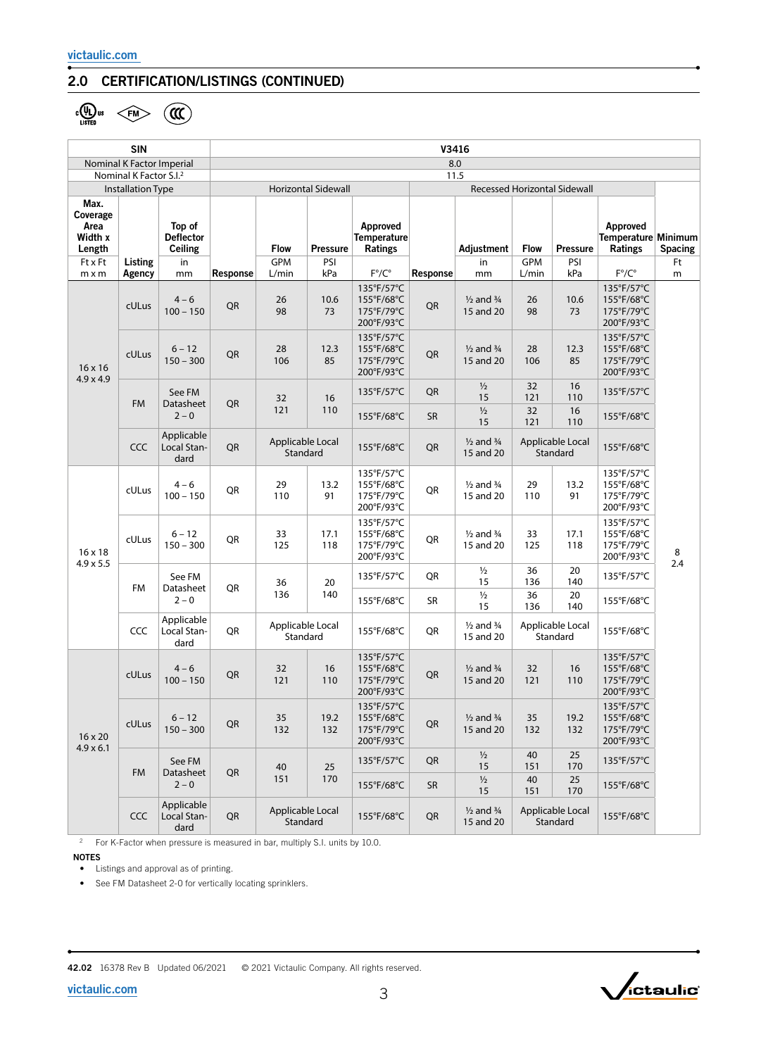## 2.0 CERTIFICATION/LISTINGS (CONTINUED)

| SIN | | | V3416 | | | | | | | | | | |
|---|---|---|---|---|---|---|---|---|---|---|---|---|---|
| Nominal K Factor Imperial | | | 8.0 | | | | | | | | | | |
| Nominal K Factor S.I.[2] | | | 11.5 | | | | | | | | | | |
| Installation Type | | | Horizontal Sidewall | | | | Recessed Horizontal Sidewall | | | | | | |
| Max. Coverage Area Width x Length<br>Ft x Ft<br>m x m | Listing Agency | Top of Deflector Ceiling<br>in<br>mm | Response | Flow<br>GPM<br>L/min | Pressure<br>PSI<br>kPa | Approved Temperature Ratings<br>F°/C° | Response | Adjustment<br>in<br>mm | Flow<br>GPM<br>L/min | Pressure<br>PSI<br>kPa | Approved Temperature Ratings<br>F°/C° | Minimum Spacing<br>Ft<br>m |
| 16 x 16<br>4.9 x 4.9 | cULus | 4 – 6<br>100 – 150 | QR | 26<br>98 | 10.6<br>73 | 135°F/57°C<br>155°F/68°C<br>175°F/79°C<br>200°F/93°C | QR | ½ and ¾<br>15 and 20 | 26<br>98 | 10.6<br>73 | 135°F/57°C<br>155°F/68°C<br>175°F/79°C<br>200°F/93°C | 8<br>2.4 |
| | cULus | 6 – 12<br>150 – 300 | QR | 28<br>106 | 12.3<br>85 | 135°F/57°C<br>155°F/68°C<br>175°F/79°C<br>200°F/93°C | QR | ½ and ¾<br>15 and 20 | 28<br>106 | 12.3<br>85 | 135°F/57°C<br>155°F/68°C<br>175°F/79°C<br>200°F/93°C | |
| | FM | See FM Datasheet 2 – 0 | QR | 32<br>121 | 16<br>110 | 135°F/57°C | QR | ½<br>15 | 32<br>121 | 16<br>110 | 135°F/57°C | |
| | | | | | | 155°F/68°C | SR | ½<br>15 | 32<br>121 | 16<br>110 | 155°F/68°C | |
| | CCC | Applicable Local Standard | QR | Applicable Local Standard | | 155°F/68°C | QR | ½ and ¾<br>15 and 20 | Applicable Local Standard | | 155°F/68°C | |
| 16 x 18<br>4.9 x 5.5 | cULus | 4 – 6<br>100 – 150 | QR | 29<br>110 | 13.2<br>91 | 135°F/57°C<br>155°F/68°C<br>175°F/79°C<br>200°F/93°C | QR | ½ and ¾<br>15 and 20 | 29<br>110 | 13.2<br>91 | 135°F/57°C<br>155°F/68°C<br>175°F/79°C<br>200°F/93°C | |
| | cULus | 6 – 12<br>150 – 300 | QR | 33<br>125 | 17.1<br>118 | 135°F/57°C<br>155°F/68°C<br>175°F/79°C<br>200°F/93°C | QR | ½ and ¾<br>15 and 20 | 33<br>125 | 17.1<br>118 | 135°F/57°C<br>155°F/68°C<br>175°F/79°C<br>200°F/93°C | |
| | FM | See FM Datasheet 2 – 0 | QR | 36<br>136 | 20<br>140 | 135°F/57°C | QR | ½<br>15 | 36<br>136 | 20<br>140 | 135°F/57°C | |
| | | | | | | 155°F/68°C | SR | ½<br>15 | 36<br>136 | 20<br>140 | 155°F/68°C | |
| | CCC | Applicable Local Standard | QR | Applicable Local Standard | | 155°F/68°C | QR | ½ and ¾<br>15 and 20 | Applicable Local Standard | | 155°F/68°C | |
| 16 x 20<br>4.9 x 6.1 | cULus | 4 – 6<br>100 – 150 | QR | 32<br>121 | 16<br>110 | 135°F/57°C<br>155°F/68°C<br>175°F/79°C<br>200°F/93°C | QR | ½ and ¾<br>15 and 20 | 32<br>121 | 16<br>110 | 135°F/57°C<br>155°F/68°C<br>175°F/79°C<br>200°F/93°C | |
| | cULus | 6 – 12<br>150 – 300 | QR | 35<br>132 | 19.2<br>132 | 135°F/57°C<br>155°F/68°C<br>175°F/79°C<br>200°F/93°C | QR | ½ and ¾<br>15 and 20 | 35<br>132 | 19.2<br>132 | 135°F/57°C<br>155°F/68°C<br>175°F/79°C<br>200°F/93°C | |
| | FM | See FM Datasheet 2 – 0 | QR | 40<br>151 | 25<br>170 | 135°F/57°C | QR | ½<br>15 | 40<br>151 | 25<br>170 | 135°F/57°C | |
| | | | | | | 155°F/68°C | SR | ½<br>15 | 40<br>151 | 25<br>170 | 155°F/68°C | |
| | CCC | Applicable Local Standard | QR | Applicable Local Standard | | 155°F/68°C | QR | ½ and ¾<br>15 and 20 | Applicable Local Standard | | 155°F/68°C | |

[2] For K-Factor when pressure is measured in bar, multiply S.I. units by 10.0.

**NOTES**

- Listings and approval as of printing.
- See FM Datasheet 2-0 for vertically locating sprinklers.

**42.02** 16378 Rev B Updated 06/2021 © 2021 Victaulic Company. All rights reserved.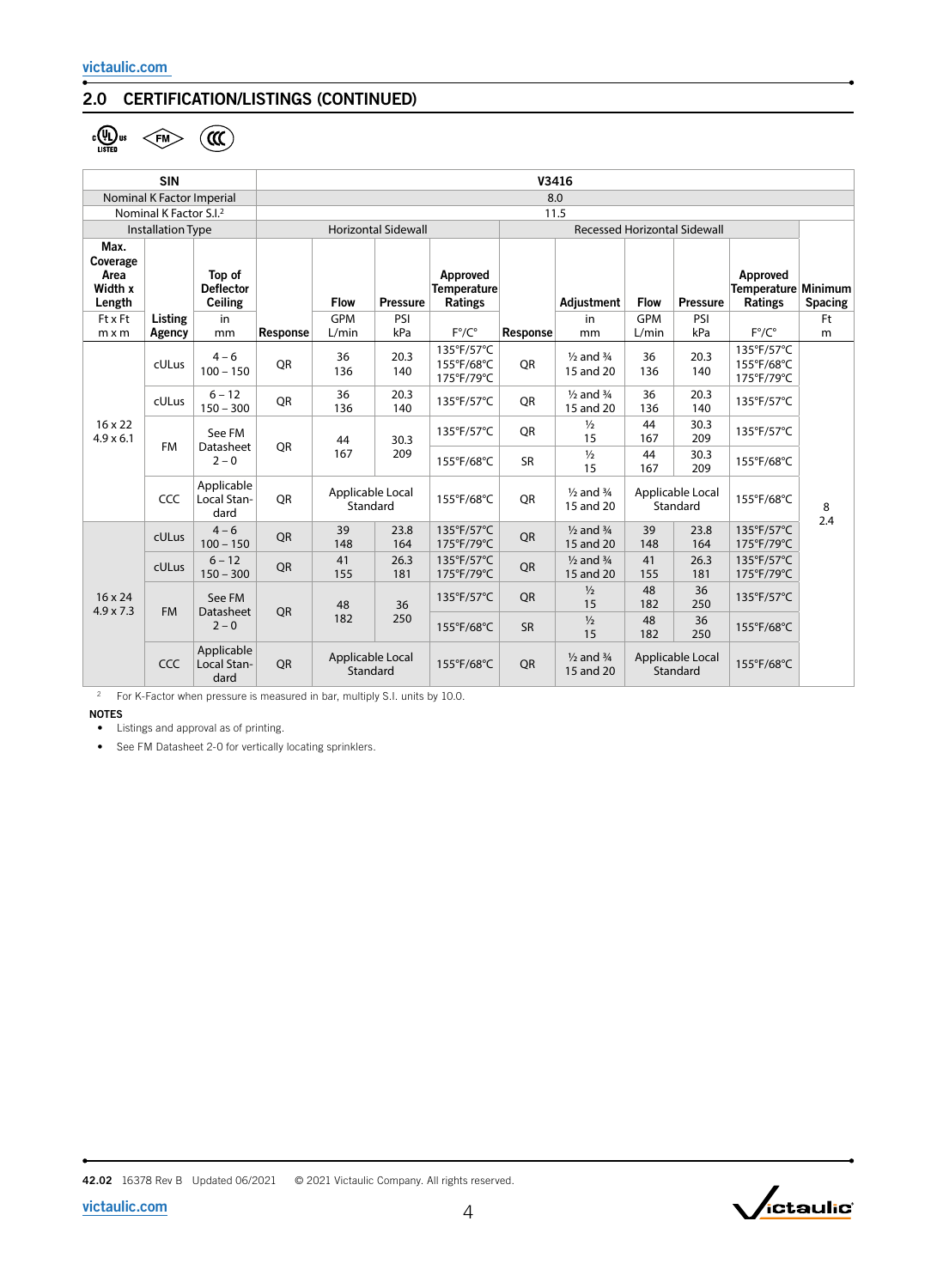## 2.0 CERTIFICATION/LISTINGS (CONTINUED)

| SIN | | V3416 | | | | | | | | | | |
|---|---|---|---|---|---|---|---|---|---|---|---|---|
| Nominal K Factor Imperial | | 8.0 | | | | | | | | | | |
| Nominal K Factor S.I.[2] | | 11.5 | | | | | | | | | | |
| Installation Type | | Horizontal Sidewall | | | | Recessed Horizontal Sidewall | | | | | | |
| Max. Coverage Area Width x Length Ft x Ft m x m | Listing Agency | Top of Deflector Ceiling in mm | Response | Flow GPM L/min | Pressure PSI kPa | Approved Temperature Ratings F°/C° | Response | Adjustment in mm | Flow GPM L/min | Pressure PSI kPa | Approved Temperature Ratings F°/C° | Minimum Spacing Ft m |
| 16 x 22 4.9 x 6.1 | cULus | 4 – 6 100 – 150 | QR | 36 136 | 20.3 140 | 135°F/57°C 155°F/68°C 175°F/79°C | QR | ½ and ¾ 15 and 20 | 36 136 | 20.3 140 | 135°F/57°C 155°F/68°C 175°F/79°C | 8 2.4 |
| | cULus | 6 – 12 150 – 300 | QR | 36 136 | 20.3 140 | 135°F/57°C | QR | ½ and ¾ 15 and 20 | 36 136 | 20.3 140 | 135°F/57°C | |
| | FM | See FM Datasheet 2 – 0 | QR | 44 167 | 30.3 209 | 135°F/57°C | QR | ½ 15 | 44 167 | 30.3 209 | 135°F/57°C | |
| | | | | | | 155°F/68°C | SR | ½ 15 | 44 167 | 30.3 209 | 155°F/68°C | |
| | CCC | Applicable Local Standard | QR | Applicable Local Standard | | 155°F/68°C | QR | ½ and ¾ 15 and 20 | Applicable Local Standard | | 155°F/68°C | |
| 16 x 24 4.9 x 7.3 | cULus | 4 – 6 100 – 150 | QR | 39 148 | 23.8 164 | 135°F/57°C 175°F/79°C | QR | ½ and ¾ 15 and 20 | 39 148 | 23.8 164 | 135°F/57°C 175°F/79°C | |
| | cULus | 6 – 12 150 – 300 | QR | 41 155 | 26.3 181 | 135°F/57°C 175°F/79°C | QR | ½ and ¾ 15 and 20 | 41 155 | 26.3 181 | 135°F/57°C 175°F/79°C | |
| | FM | See FM Datasheet 2 – 0 | QR | 48 182 | 36 250 | 135°F/57°C | QR | ½ 15 | 48 182 | 36 250 | 135°F/57°C | |
| | | | | | | 155°F/68°C | SR | ½ 15 | 48 182 | 36 250 | 155°F/68°C | |
| | CCC | Applicable Local Standard | QR | Applicable Local Standard | | 155°F/68°C | QR | ½ and ¾ 15 and 20 | Applicable Local Standard | | 155°F/68°C | |

[2] For K-Factor when pressure is measured in bar, multiply S.I. units by 10.0.

**NOTES**

- Listings and approval as of printing.
- See FM Datasheet 2-0 for vertically locating sprinklers.

**42.02** 16378 Rev B Updated 06/2021 © 2021 Victaulic Company. All rights reserved.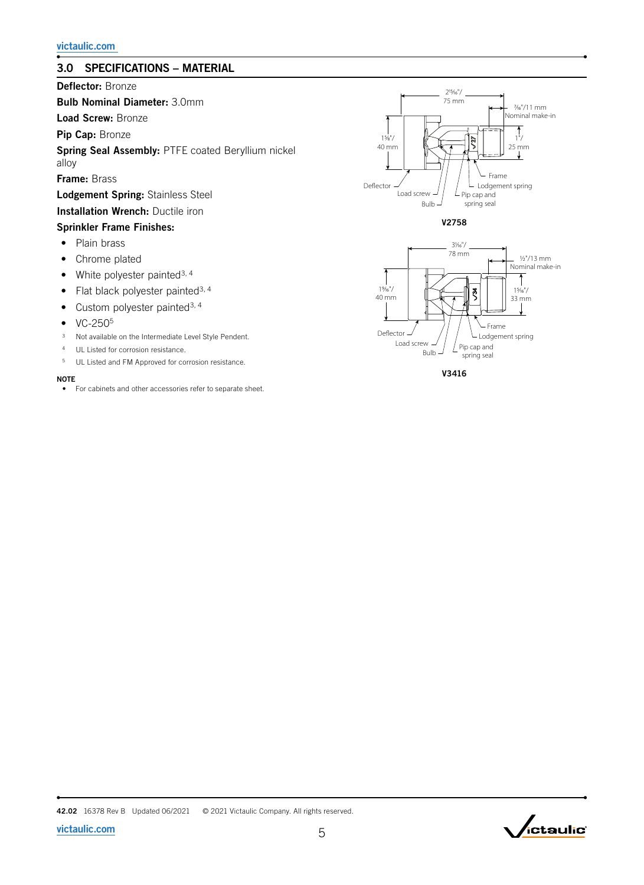## 3.0 SPECIFICATIONS – MATERIAL

**Deflector:** Bronze

**Bulb Nominal Diameter:** 3.0mm

**Load Screw:** Bronze

**Pip Cap:** Bronze

**Spring Seal Assembly:** PTFE coated Beryllium nickel alloy

**Frame:** Brass

**Lodgement Spring:** Stainless Steel

**Installation Wrench:** Ductile iron

**Sprinkler Frame Finishes:**

- Plain brass
- Chrome plated
- White polyester painted[3, 4]
- Flat black polyester painted[3, 4]
- Custom polyester painted[3, 4]
- VC-250[5]

[3] Not available on the Intermediate Level Style Pendent.

[4] UL Listed for corrosion resistance.

[5] UL Listed and FM Approved for corrosion resistance.

**NOTE**

- For cabinets and other accessories refer to separate sheet.

2¹⁵⁄₁₆"/ 75 mm — ⁷⁄₁₆"/11 mm Nominal make-in — 1⅝"/ 40 mm — 1"/ 25 mm — Deflector — Load screw — Bulb — Frame — Lodgement spring — Pip cap and spring seal

**V2758**

3¹⁄₁₆"/ 78 mm — ½"/13 mm Nominal make-in — 1⁹⁄₁₆"/ 40 mm — 1⁵⁄₁₆"/ 33 mm — Deflector — Load screw — Bulb — Frame — Lodgement spring — Pip cap and spring seal

**V3416**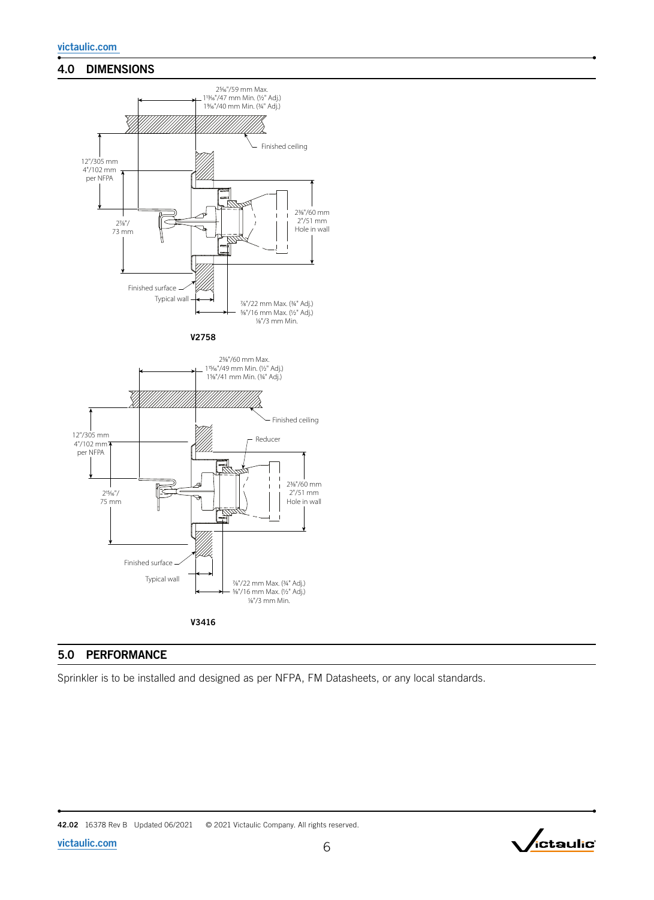## 4.0 DIMENSIONS

2$\frac{5}{16}$"/59 mm Max.
1$\frac{13}{16}$"/47 mm Min. (½" Adj.)
1$\frac{9}{16}$"/40 mm Min. (¾" Adj.)

Finished ceiling

12"/305 mm
4"/102 mm
per NFPA

2⅞"/
73 mm

2⅜"/60 mm
2"/51 mm
Hole in wall

Finished surface

Typical wall

⅞"/22 mm Max. (¾" Adj.)
⅝"/16 mm Max. (½" Adj.)
⅛"/3 mm Min.

**V2758**

2⅜"/60 mm Max.
1$\frac{15}{16}$"/49 mm Min. (½" Adj.)
1⅝"/41 mm Min. (¾" Adj.)

Finished ceiling

Reducer

12"/305 mm
4"/102 mm
per NFPA

2$\frac{15}{16}$"/
75 mm

2⅜"/60 mm
2"/51 mm
Hole in wall

Finished surface

Typical wall

⅞"/22 mm Max. (¾" Adj.)
⅝"/16 mm Max. (½" Adj.)
⅛"/3 mm Min.

**V3416**

## 5.0 PERFORMANCE

Sprinkler is to be installed and designed as per NFPA, FM Datasheets, or any local standards.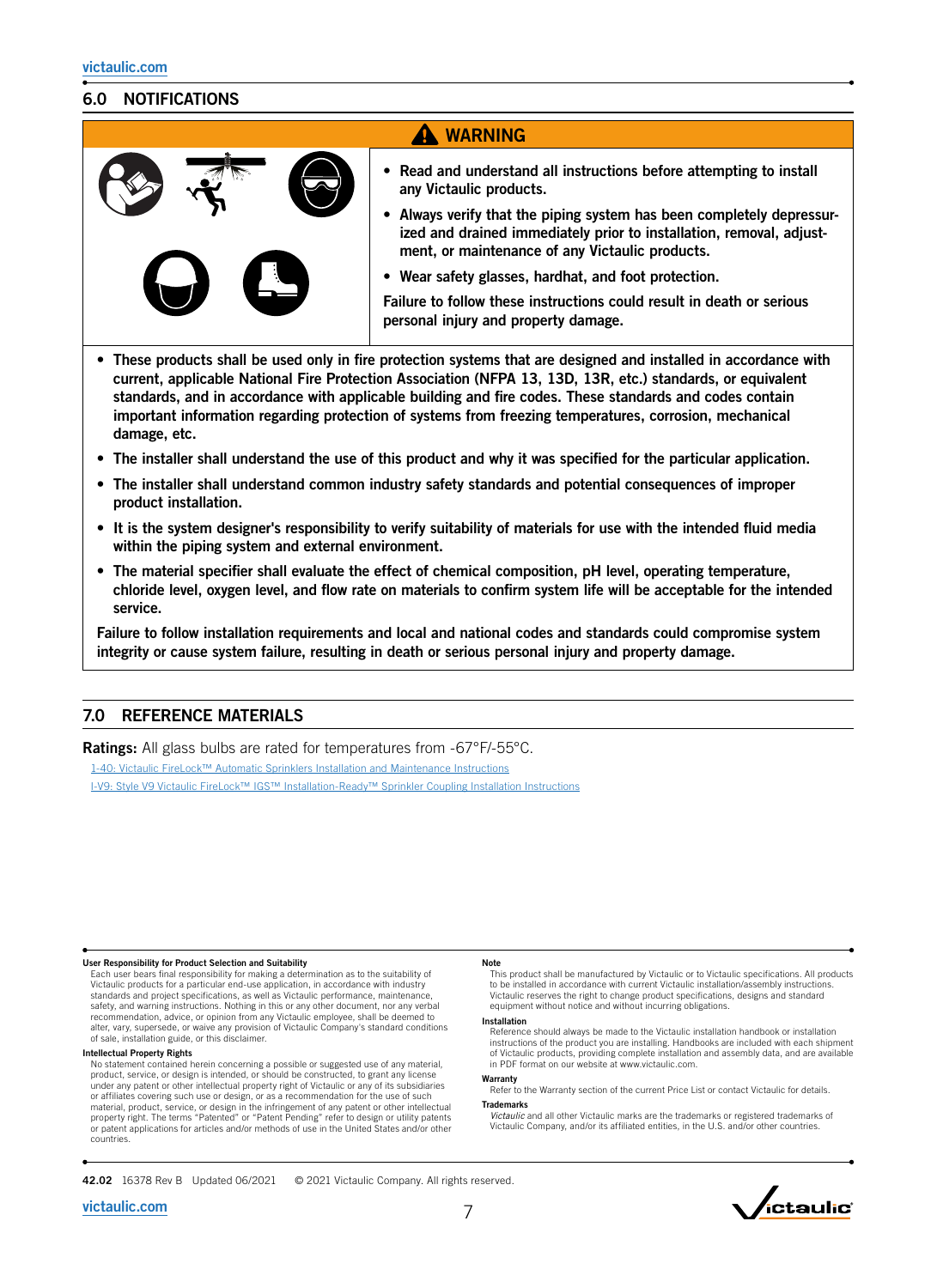## 6.0 NOTIFICATIONS

**⚠ WARNING**

- **Read and understand all instructions before attempting to install any Victaulic products.**
- **Always verify that the piping system has been completely depressurized and drained immediately prior to installation, removal, adjustment, or maintenance of any Victaulic products.**
- **Wear safety glasses, hardhat, and foot protection.**

**Failure to follow these instructions could result in death or serious personal injury and property damage.**

- **These products shall be used only in fire protection systems that are designed and installed in accordance with current, applicable National Fire Protection Association (NFPA 13, 13D, 13R, etc.) standards, or equivalent standards, and in accordance with applicable building and fire codes. These standards and codes contain important information regarding protection of systems from freezing temperatures, corrosion, mechanical damage, etc.**
- **The installer shall understand the use of this product and why it was specified for the particular application.**
- **The installer shall understand common industry safety standards and potential consequences of improper product installation.**
- **It is the system designer's responsibility to verify suitability of materials for use with the intended fluid media within the piping system and external environment.**
- **The material specifier shall evaluate the effect of chemical composition, pH level, operating temperature, chloride level, oxygen level, and flow rate on materials to confirm system life will be acceptable for the intended service.**

**Failure to follow installation requirements and local and national codes and standards could compromise system integrity or cause system failure, resulting in death or serious personal injury and property damage.**

## 7.0 REFERENCE MATERIALS

**Ratings:** All glass bulbs are rated for temperatures from -67°F/-55°C.

1-40: Victaulic FireLock™ Automatic Sprinklers Installation and Maintenance Instructions

I-V9: Style V9 Victaulic FireLock™ IGS™ Installation-Ready™ Sprinkler Coupling Installation Instructions

**User Responsibility for Product Selection and Suitability**

Each user bears final responsibility for making a determination as to the suitability of Victaulic products for a particular end-use application, in accordance with industry standards and project specifications, as well as Victaulic performance, maintenance, safety, and warning instructions. Nothing in this or any other document, nor any verbal recommendation, advice, or opinion from any Victaulic employee, shall be deemed to alter, vary, supersede, or waive any provision of Victaulic Company's standard conditions of sale, installation guide, or this disclaimer.

**Intellectual Property Rights**

No statement contained herein concerning a possible or suggested use of any material, product, service, or design is intended, or should be constructed, to grant any license under any patent or other intellectual property right of Victaulic or any of its subsidiaries or affiliates covering such use or design, or as a recommendation for the use of such material, product, service, or design in the infringement of any patent or other intellectual property right. The terms "Patented" or "Patent Pending" refer to design or utility patents or patent applications for articles and/or methods of use in the United States and/or other countries.

**Note**

This product shall be manufactured by Victaulic or to Victaulic specifications. All products to be installed in accordance with current Victaulic installation/assembly instructions. Victaulic reserves the right to change product specifications, designs and standard equipment without notice and without incurring obligations.

**Installation**

Reference should always be made to the Victaulic installation handbook or installation instructions of the product you are installing. Handbooks are included with each shipment of Victaulic products, providing complete installation and assembly data, and are available in PDF format on our website at www.victaulic.com.

**Warranty**

Refer to the Warranty section of the current Price List or contact Victaulic for details.

**Trademarks**

*Victaulic* and all other Victaulic marks are the trademarks or registered trademarks of Victaulic Company, and/or its affiliated entities, in the U.S. and/or other countries.

**42.02** 16378 Rev B Updated 06/2021 © 2021 Victaulic Company. All rights reserved.